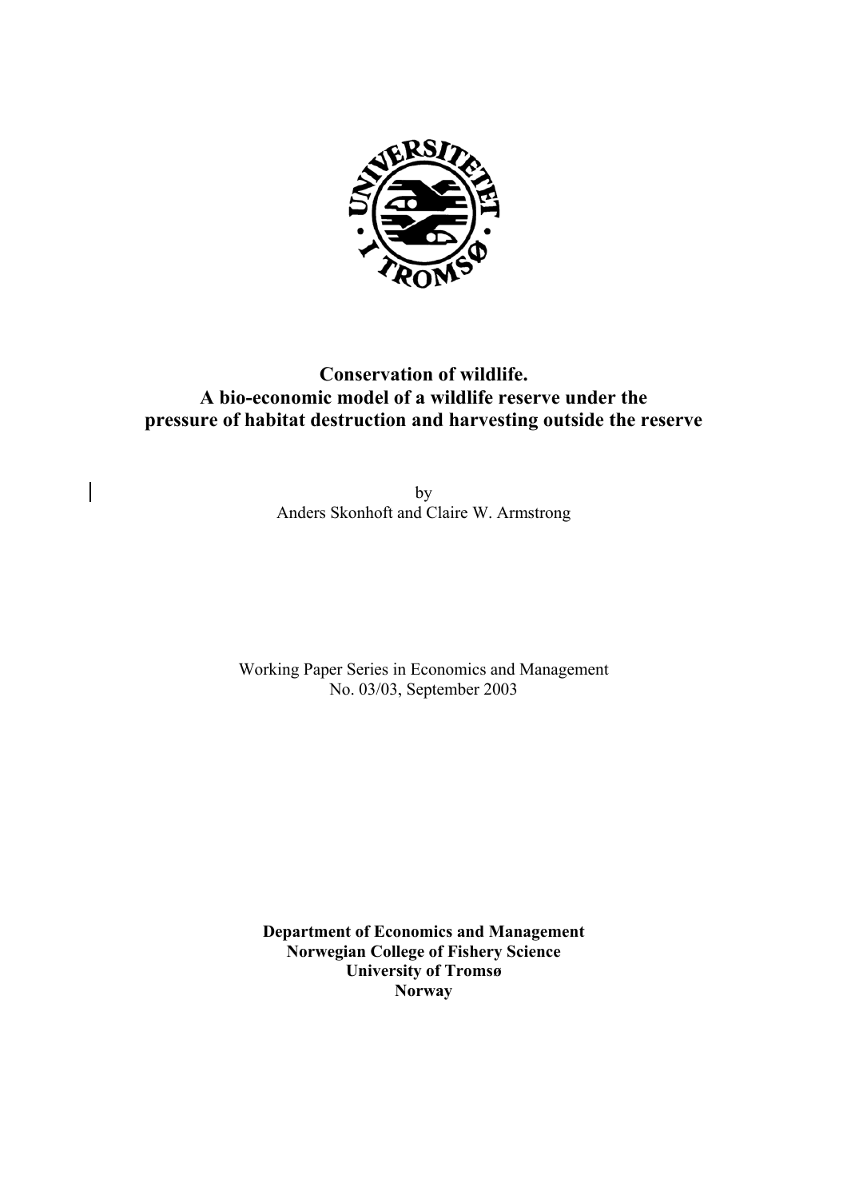# Conservation of wildlife.
# A bio-economic model of a wildlife reserve under the pressure of habitat destruction and harvesting outside the reserve

by
Anders Skonhoft and Claire W. Armstrong

Working Paper Series in Economics and Management
No. 03/03, September 2003

**Department of Economics and Management**
**Norwegian College of Fishery Science**
**University of Tromsø**
**Norway**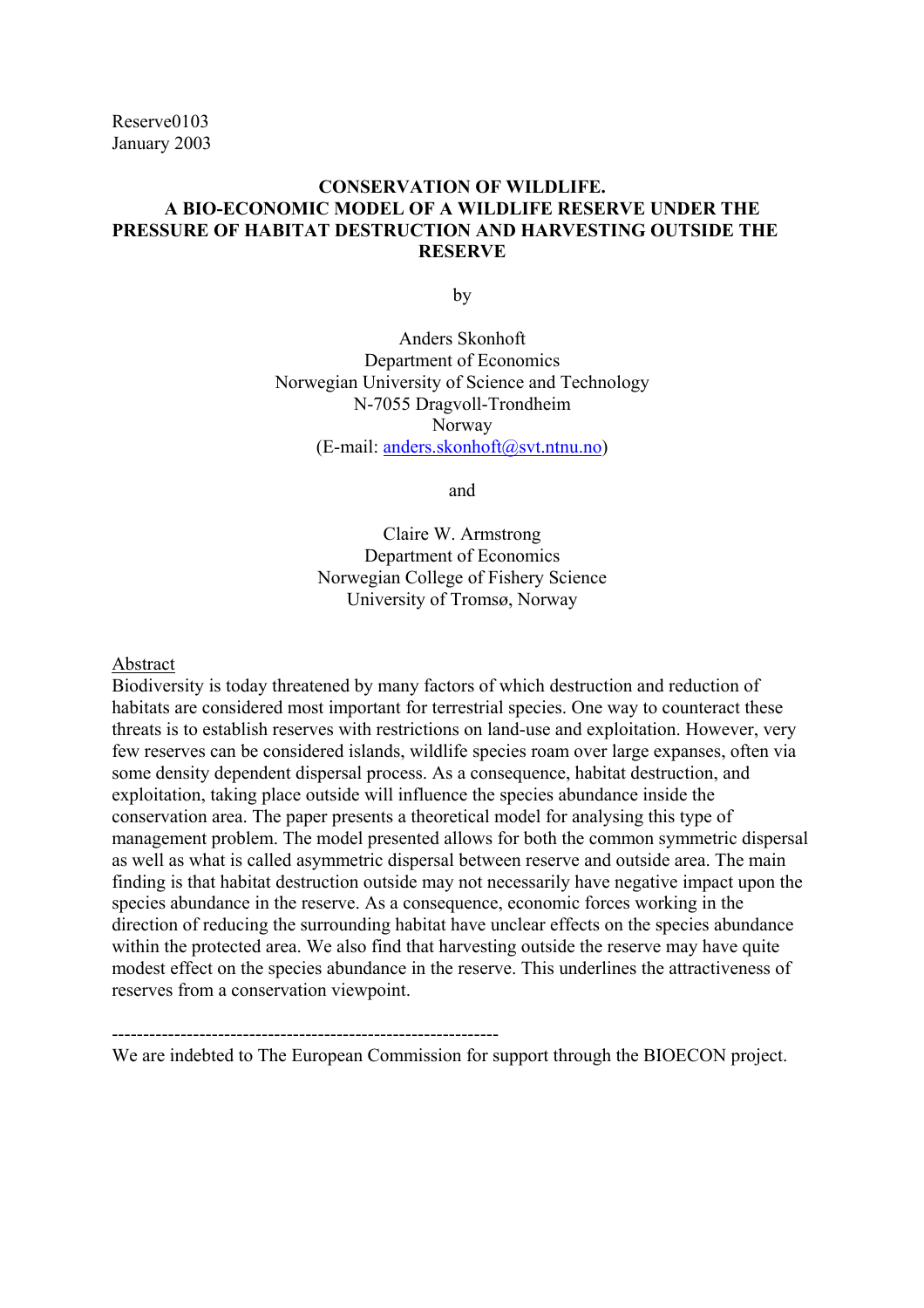Reserve0103
January 2003

# CONSERVATION OF WILDLIFE. A BIO-ECONOMIC MODEL OF A WILDLIFE RESERVE UNDER THE PRESSURE OF HABITAT DESTRUCTION AND HARVESTING OUTSIDE THE RESERVE

by

Anders Skonhoft
Department of Economics
Norwegian University of Science and Technology
N-7055 Dragvoll-Trondheim
Norway
(E-mail: anders.skonhoft@svt.ntnu.no)

and

Claire W. Armstrong
Department of Economics
Norwegian College of Fishery Science
University of Tromsø, Norway

Abstract

Biodiversity is today threatened by many factors of which destruction and reduction of habitats are considered most important for terrestrial species. One way to counteract these threats is to establish reserves with restrictions on land-use and exploitation. However, very few reserves can be considered islands, wildlife species roam over large expanses, often via some density dependent dispersal process. As a consequence, habitat destruction, and exploitation, taking place outside will influence the species abundance inside the conservation area. The paper presents a theoretical model for analysing this type of management problem. The model presented allows for both the common symmetric dispersal as well as what is called asymmetric dispersal between reserve and outside area. The main finding is that habitat destruction outside may not necessarily have negative impact upon the species abundance in the reserve. As a consequence, economic forces working in the direction of reducing the surrounding habitat have unclear effects on the species abundance within the protected area. We also find that harvesting outside the reserve may have quite modest effect on the species abundance in the reserve. This underlines the attractiveness of reserves from a conservation viewpoint.

---

We are indebted to The European Commission for support through the BIOECON project.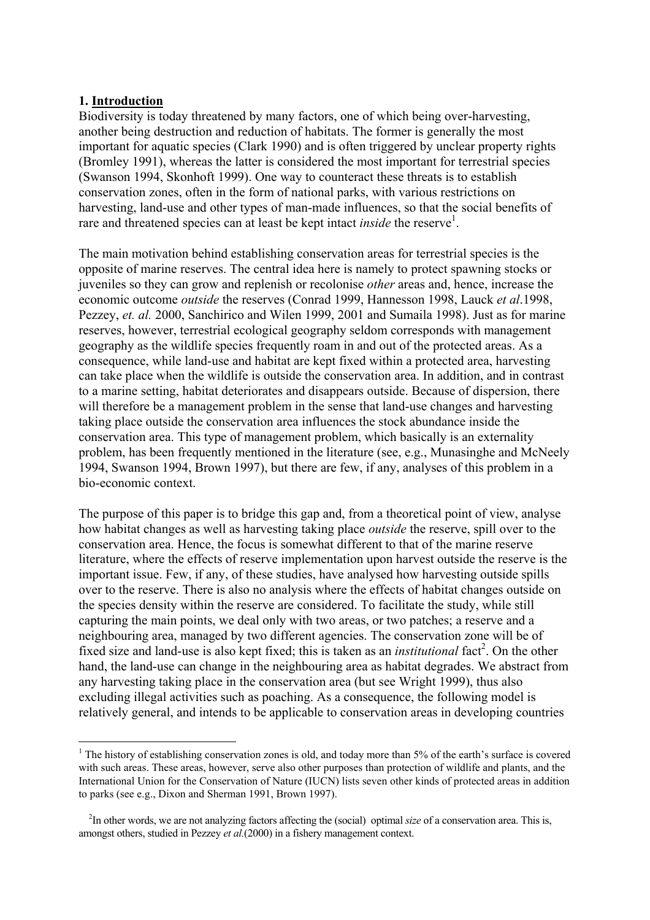## 1. **Introduction**

Biodiversity is today threatened by many factors, one of which being over-harvesting, another being destruction and reduction of habitats. The former is generally the most important for aquatic species (Clark 1990) and is often triggered by unclear property rights (Bromley 1991), whereas the latter is considered the most important for terrestrial species (Swanson 1994, Skonhoft 1999). One way to counteract these threats is to establish conservation zones, often in the form of national parks, with various restrictions on harvesting, land-use and other types of man-made influences, so that the social benefits of rare and threatened species can at least be kept intact *inside* the reserve[1].

The main motivation behind establishing conservation areas for terrestrial species is the opposite of marine reserves. The central idea here is namely to protect spawning stocks or juveniles so they can grow and replenish or recolonise *other* areas and, hence, increase the economic outcome *outside* the reserves (Conrad 1999, Hannesson 1998, Lauck *et al*.1998, Pezzey, *et. al.* 2000, Sanchirico and Wilen 1999, 2001 and Sumaila 1998). Just as for marine reserves, however, terrestrial ecological geography seldom corresponds with management geography as the wildlife species frequently roam in and out of the protected areas. As a consequence, while land-use and habitat are kept fixed within a protected area, harvesting can take place when the wildlife is outside the conservation area. In addition, and in contrast to a marine setting, habitat deteriorates and disappears outside. Because of dispersion, there will therefore be a management problem in the sense that land-use changes and harvesting taking place outside the conservation area influences the stock abundance inside the conservation area. This type of management problem, which basically is an externality problem, has been frequently mentioned in the literature (see, e.g., Munasinghe and McNeely 1994, Swanson 1994, Brown 1997), but there are few, if any, analyses of this problem in a bio-economic context.

The purpose of this paper is to bridge this gap and, from a theoretical point of view, analyse how habitat changes as well as harvesting taking place *outside* the reserve, spill over to the conservation area. Hence, the focus is somewhat different to that of the marine reserve literature, where the effects of reserve implementation upon harvest outside the reserve is the important issue. Few, if any, of these studies, have analysed how harvesting outside spills over to the reserve. There is also no analysis where the effects of habitat changes outside on the species density within the reserve are considered. To facilitate the study, while still capturing the main points, we deal only with two areas, or two patches; a reserve and a neighbouring area, managed by two different agencies. The conservation zone will be of fixed size and land-use is also kept fixed; this is taken as an *institutional* fact[2]. On the other hand, the land-use can change in the neighbouring area as habitat degrades. We abstract from any harvesting taking place in the conservation area (but see Wright 1999), thus also excluding illegal activities such as poaching. As a consequence, the following model is relatively general, and intends to be applicable to conservation areas in developing countries

[1] The history of establishing conservation zones is old, and today more than 5% of the earth's surface is covered with such areas. These areas, however, serve also other purposes than protection of wildlife and plants, and the International Union for the Conservation of Nature (IUCN) lists seven other kinds of protected areas in addition to parks (see e.g., Dixon and Sherman 1991, Brown 1997).

[2] In other words, we are not analyzing factors affecting the (social) optimal *size* of a conservation area. This is, amongst others, studied in Pezzey *et al*.(2000) in a fishery management context.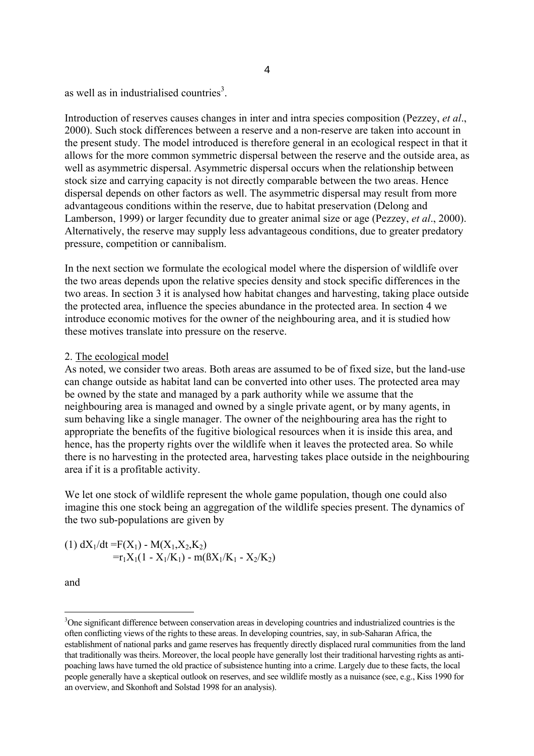as well as in industrialised countries[3].

Introduction of reserves causes changes in inter and intra species composition (Pezzey, *et al*., 2000). Such stock differences between a reserve and a non-reserve are taken into account in the present study. The model introduced is therefore general in an ecological respect in that it allows for the more common symmetric dispersal between the reserve and the outside area, as well as asymmetric dispersal. Asymmetric dispersal occurs when the relationship between stock size and carrying capacity is not directly comparable between the two areas. Hence dispersal depends on other factors as well. The asymmetric dispersal may result from more advantageous conditions within the reserve, due to habitat preservation (Delong and Lamberson, 1999) or larger fecundity due to greater animal size or age (Pezzey, *et al*., 2000). Alternatively, the reserve may supply less advantageous conditions, due to greater predatory pressure, competition or cannibalism.

In the next section we formulate the ecological model where the dispersion of wildlife over the two areas depends upon the relative species density and stock specific differences in the two areas. In section 3 it is analysed how habitat changes and harvesting, taking place outside the protected area, influence the species abundance in the protected area. In section 4 we introduce economic motives for the owner of the neighbouring area, and it is studied how these motives translate into pressure on the reserve.

## 2. The ecological model

As noted, we consider two areas. Both areas are assumed to be of fixed size, but the land-use can change outside as habitat land can be converted into other uses. The protected area may be owned by the state and managed by a park authority while we assume that the neighbouring area is managed and owned by a single private agent, or by many agents, in sum behaving like a single manager. The owner of the neighbouring area has the right to appropriate the benefits of the fugitive biological resources when it is inside this area, and hence, has the property rights over the wildlife when it leaves the protected area. So while there is no harvesting in the protected area, harvesting takes place outside in the neighbouring area if it is a profitable activity.

We let one stock of wildlife represent the whole game population, though one could also imagine this one stock being an aggregation of the wildlife species present. The dynamics of the two sub-populations are given by

$$(1)\ dX_1/dt = F(X_1) - M(X_1,X_2,K_2) = r_1X_1(1 - X_1/K_1) - m(\beta X_1/K_1 - X_2/K_2)$$

and

---

[3] One significant difference between conservation areas in developing countries and industrialized countries is the often conflicting views of the rights to these areas. In developing countries, say, in sub-Saharan Africa, the establishment of national parks and game reserves has frequently directly displaced rural communities from the land that traditionally was theirs. Moreover, the local people have generally lost their traditional harvesting rights as anti-poaching laws have turned the old practice of subsistence hunting into a crime. Largely due to these facts, the local people generally have a skeptical outlook on reserves, and see wildlife mostly as a nuisance (see, e.g., Kiss 1990 for an overview, and Skonhoft and Solstad 1998 for an analysis).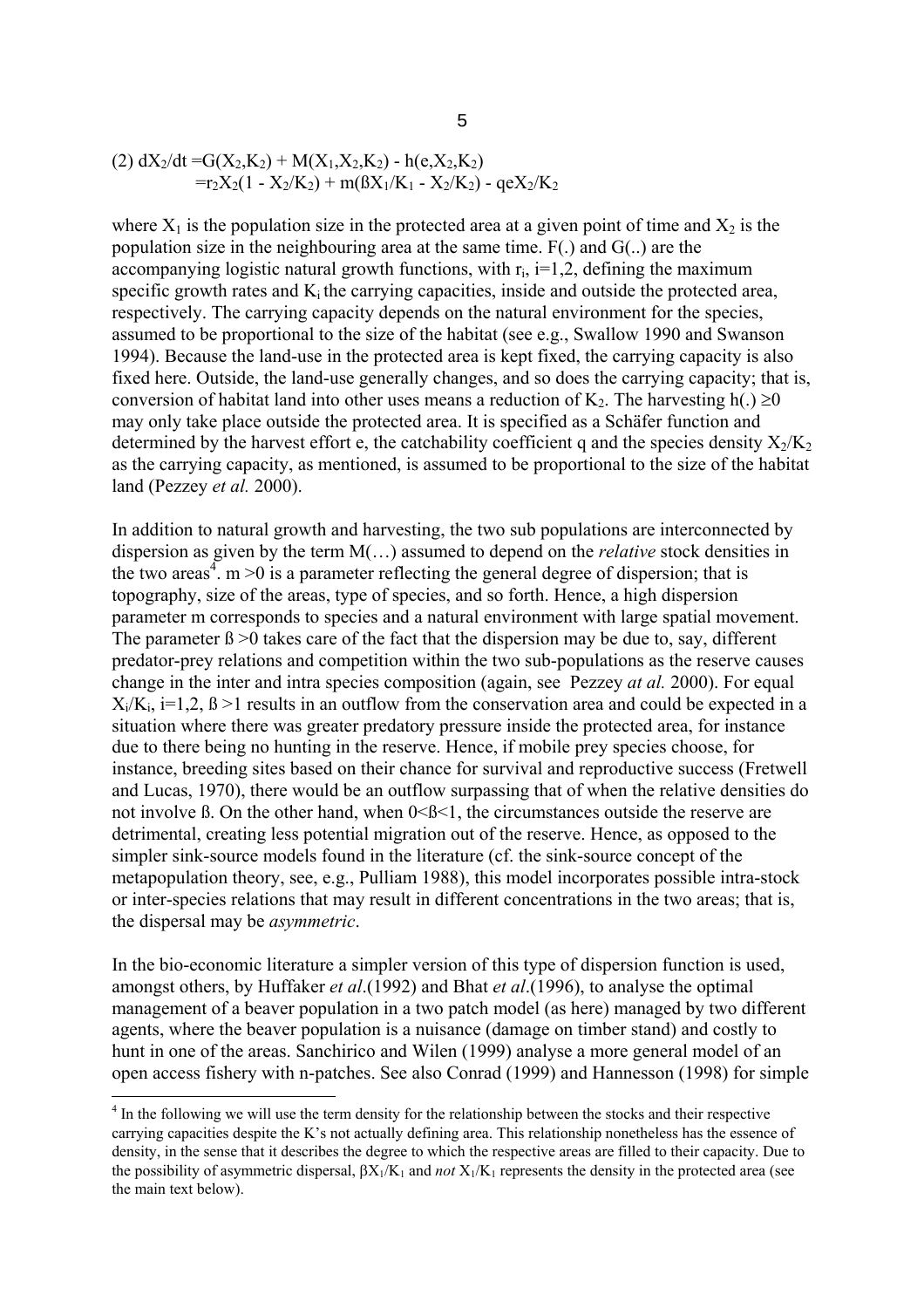$$(2)\ dX_2/dt = G(X_2,K_2) + M(X_1,X_2,K_2) - h(e,X_2,K_2)$$
$$= r_2X_2(1 - X_2/K_2) + m(\beta X_1/K_1 - X_2/K_2) - qeX_2/K_2$$

where $X_1$ is the population size in the protected area at a given point of time and $X_2$ is the population size in the neighbouring area at the same time. F(.) and G(..) are the accompanying logistic natural growth functions, with $r_i$, i=1,2, defining the maximum specific growth rates and $K_i$ the carrying capacities, inside and outside the protected area, respectively. The carrying capacity depends on the natural environment for the species, assumed to be proportional to the size of the habitat (see e.g., Swallow 1990 and Swanson 1994). Because the land-use in the protected area is kept fixed, the carrying capacity is also fixed here. Outside, the land-use generally changes, and so does the carrying capacity; that is, conversion of habitat land into other uses means a reduction of $K_2$. The harvesting $h(.) \geq 0$ may only take place outside the protected area. It is specified as a Schäfer function and determined by the harvest effort e, the catchability coefficient q and the species density $X_2/K_2$ as the carrying capacity, as mentioned, is assumed to be proportional to the size of the habitat land (Pezzey *et al.* 2000).

In addition to natural growth and harvesting, the two sub populations are interconnected by dispersion as given by the term M(…) assumed to depend on the *relative* stock densities in the two areas[4]. $m > 0$ is a parameter reflecting the general degree of dispersion; that is topography, size of the areas, type of species, and so forth. Hence, a high dispersion parameter m corresponds to species and a natural environment with large spatial movement. The parameter $\beta > 0$ takes care of the fact that the dispersion may be due to, say, different predator-prey relations and competition within the two sub-populations as the reserve causes change in the inter and intra species composition (again, see Pezzey *at al.* 2000). For equal $X_i/K_i$, i=1,2, $\beta > 1$ results in an outflow from the conservation area and could be expected in a situation where there was greater predatory pressure inside the protected area, for instance due to there being no hunting in the reserve. Hence, if mobile prey species choose, for instance, breeding sites based on their chance for survival and reproductive success (Fretwell and Lucas, 1970), there would be an outflow surpassing that of when the relative densities do not involve ß. On the other hand, when $0 < \beta < 1$, the circumstances outside the reserve are detrimental, creating less potential migration out of the reserve. Hence, as opposed to the simpler sink-source models found in the literature (cf. the sink-source concept of the metapopulation theory, see, e.g., Pulliam 1988), this model incorporates possible intra-stock or inter-species relations that may result in different concentrations in the two areas; that is, the dispersal may be *asymmetric*.

In the bio-economic literature a simpler version of this type of dispersion function is used, amongst others, by Huffaker *et al*.(1992) and Bhat *et al*.(1996), to analyse the optimal management of a beaver population in a two patch model (as here) managed by two different agents, where the beaver population is a nuisance (damage on timber stand) and costly to hunt in one of the areas. Sanchirico and Wilen (1999) analyse a more general model of an open access fishery with n-patches. See also Conrad (1999) and Hannesson (1998) for simple

---

[4] In the following we will use the term density for the relationship between the stocks and their respective carrying capacities despite the K's not actually defining area. This relationship nonetheless has the essence of density, in the sense that it describes the degree to which the respective areas are filled to their capacity. Due to the possibility of asymmetric dispersal, $\beta X_1/K_1$ and *not* $X_1/K_1$ represents the density in the protected area (see the main text below).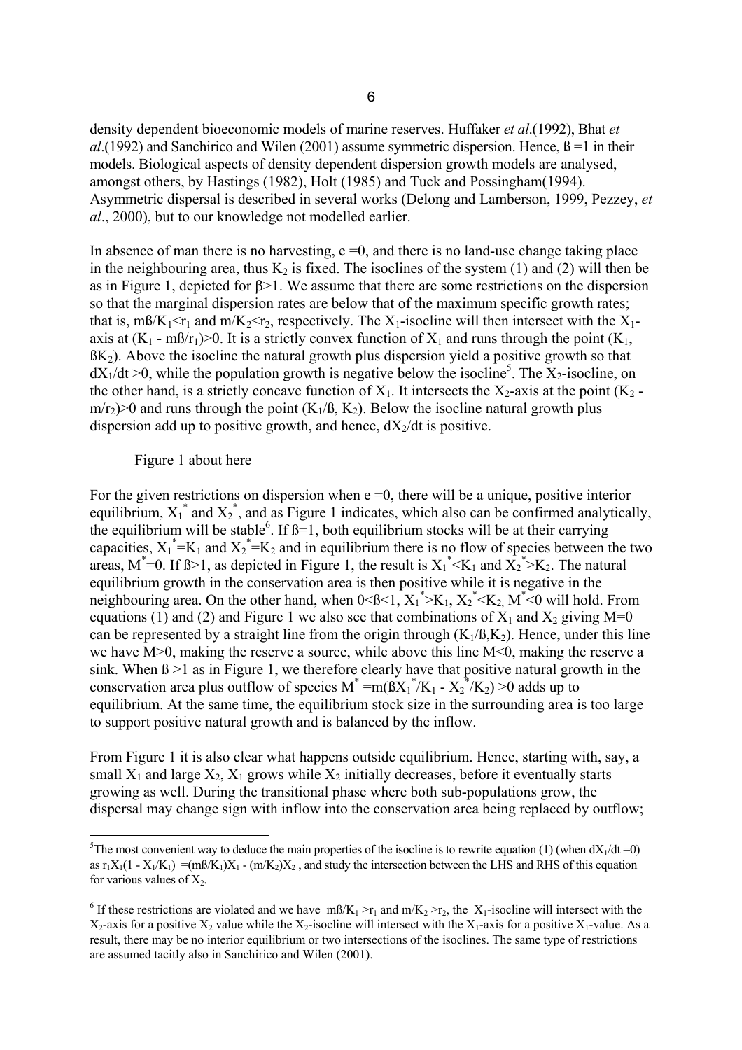density dependent bioeconomic models of marine reserves. Huffaker *et al*.(1992), Bhat *et al*.(1992) and Sanchirico and Wilen (2001) assume symmetric dispersion. Hence, $\beta = 1$ in their models. Biological aspects of density dependent dispersion growth models are analysed, amongst others, by Hastings (1982), Holt (1985) and Tuck and Possingham(1994). Asymmetric dispersal is described in several works (Delong and Lamberson, 1999, Pezzey, *et al*., 2000), but to our knowledge not modelled earlier.

In absence of man there is no harvesting, $e = 0$, and there is no land-use change taking place in the neighbouring area, thus $K_2$ is fixed. The isoclines of the system (1) and (2) will then be as in Figure 1, depicted for $\beta > 1$. We assume that there are some restrictions on the dispersion so that the marginal dispersion rates are below that of the maximum specific growth rates; that is, $m\beta/K_1 < r_1$ and $m/K_2 < r_2$, respectively. The $X_1$-isocline will then intersect with the $X_1$-axis at $(K_1 - m\beta/r_1) > 0$. It is a strictly convex function of $X_1$ and runs through the point $(K_1, \beta K_2)$. Above the isocline the natural growth plus dispersion yield a positive growth so that $dX_1/dt > 0$, while the population growth is negative below the isocline[5]. The $X_2$-isocline, on the other hand, is a strictly concave function of $X_1$. It intersects the $X_2$-axis at the point $(K_2 - m/r_2) > 0$ and runs through the point $(K_1/\beta, K_2)$. Below the isocline natural growth plus dispersion add up to positive growth, and hence, $dX_2/dt$ is positive.

Figure 1 about here

For the given restrictions on dispersion when $e = 0$, there will be a unique, positive interior equilibrium, $X_1^*$ and $X_2^*$, and as Figure 1 indicates, which also can be confirmed analytically, the equilibrium will be stable[6]. If $\beta = 1$, both equilibrium stocks will be at their carrying capacities, $X_1^* = K_1$ and $X_2^* = K_2$ and in equilibrium there is no flow of species between the two areas, $M^* = 0$. If $\beta > 1$, as depicted in Figure 1, the result is $X_1^* < K_1$ and $X_2^* > K_2$. The natural equilibrium growth in the conservation area is then positive while it is negative in the neighbouring area. On the other hand, when $0 < \beta < 1$, $X_1^* > K_1$, $X_2^* < K_2$, $M^* < 0$ will hold. From equations (1) and (2) and Figure 1 we also see that combinations of $X_1$ and $X_2$ giving $M = 0$ can be represented by a straight line from the origin through $(K_1/\beta, K_2)$. Hence, under this line we have $M > 0$, making the reserve a source, while above this line $M < 0$, making the reserve a sink. When $\beta > 1$ as in Figure 1, we therefore clearly have that positive natural growth in the conservation area plus outflow of species $M^* = m(\beta X_1^*/K_1 - X_2^*/K_2) > 0$ adds up to equilibrium. At the same time, the equilibrium stock size in the surrounding area is too large to support positive natural growth and is balanced by the inflow.

From Figure 1 it is also clear what happens outside equilibrium. Hence, starting with, say, a small $X_1$ and large $X_2$, $X_1$ grows while $X_2$ initially decreases, before it eventually starts growing as well. During the transitional phase where both sub-populations grow, the dispersal may change sign with inflow into the conservation area being replaced by outflow;

---

[5] The most convenient way to deduce the main properties of the isocline is to rewrite equation (1) (when $dX_1/dt = 0$) as $r_1X_1(1 - X_1/K_1) = (m\beta/K_1)X_1 - (m/K_2)X_2$, and study the intersection between the LHS and RHS of this equation for various values of $X_2$.

[6] If these restrictions are violated and we have $m\beta/K_1 > r_1$ and $m/K_2 > r_2$, the $X_1$-isocline will intersect with the $X_2$-axis for a positive $X_2$ value while the $X_2$-isocline will intersect with the $X_1$-axis for a positive $X_1$-value. As a result, there may be no interior equilibrium or two intersections of the isoclines. The same type of restrictions are assumed tacitly also in Sanchirico and Wilen (2001).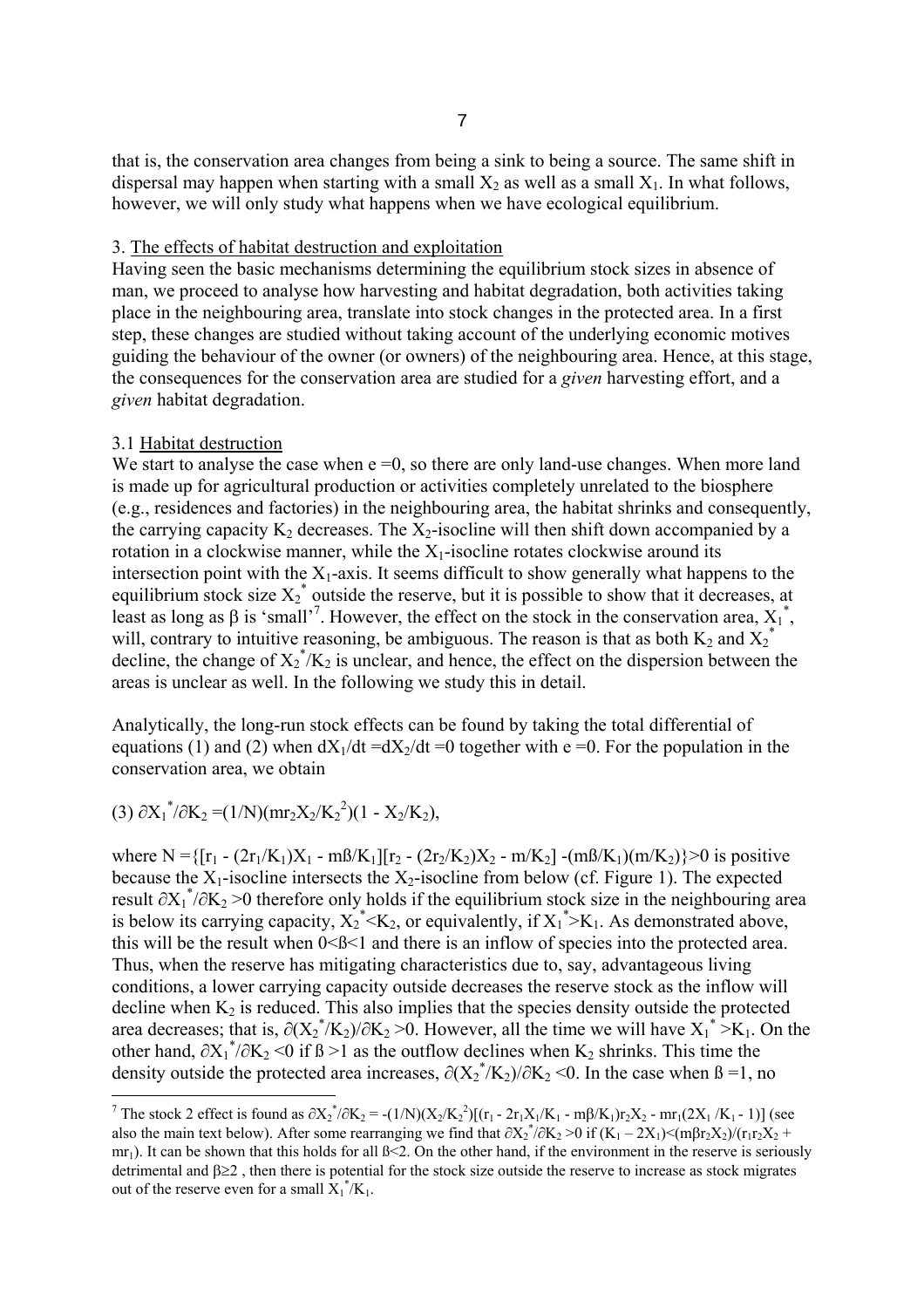that is, the conservation area changes from being a sink to being a source. The same shift in dispersal may happen when starting with a small $X_2$ as well as a small $X_1$. In what follows, however, we will only study what happens when we have ecological equilibrium.

## 3. The effects of habitat destruction and exploitation

Having seen the basic mechanisms determining the equilibrium stock sizes in absence of man, we proceed to analyse how harvesting and habitat degradation, both activities taking place in the neighbouring area, translate into stock changes in the protected area. In a first step, these changes are studied without taking account of the underlying economic motives guiding the behaviour of the owner (or owners) of the neighbouring area. Hence, at this stage, the consequences for the conservation area are studied for a *given* harvesting effort, and a *given* habitat degradation.

### 3.1 Habitat destruction

We start to analyse the case when $e = 0$, so there are only land-use changes. When more land is made up for agricultural production or activities completely unrelated to the biosphere (e.g., residences and factories) in the neighbouring area, the habitat shrinks and consequently, the carrying capacity $K_2$ decreases. The $X_2$-isocline will then shift down accompanied by a rotation in a clockwise manner, while the $X_1$-isocline rotates clockwise around its intersection point with the $X_1$-axis. It seems difficult to show generally what happens to the equilibrium stock size $X_2^*$ outside the reserve, but it is possible to show that it decreases, at least as long as β is 'small'[7]. However, the effect on the stock in the conservation area, $X_1^*$, will, contrary to intuitive reasoning, be ambiguous. The reason is that as both $K_2$ and $X_2^*$ decline, the change of $X_2^*/K_2$ is unclear, and hence, the effect on the dispersion between the areas is unclear as well. In the following we study this in detail.

Analytically, the long-run stock effects can be found by taking the total differential of equations (1) and (2) when $dX_1/dt = dX_2/dt = 0$ together with $e = 0$. For the population in the conservation area, we obtain

$$(3)\quad \partial X_1^*/\partial K_2 = (1/N)(mr_2X_2/K_2^2)(1 - X_2/K_2),$$

where $N = \{[r_1 - (2r_1/K_1)X_1 - m\beta/K_1][r_2 - (2r_2/K_2)X_2 - m/K_2] - (m\beta/K_1)(m/K_2)\} > 0$ is positive because the $X_1$-isocline intersects the $X_2$-isocline from below (cf. Figure 1). The expected result $\partial X_1^*/\partial K_2 > 0$ therefore only holds if the equilibrium stock size in the neighbouring area is below its carrying capacity, $X_2^* < K_2$, or equivalently, if $X_1^* > K_1$. As demonstrated above, this will be the result when $0 < \beta < 1$ and there is an inflow of species into the protected area. Thus, when the reserve has mitigating characteristics due to, say, advantageous living conditions, a lower carrying capacity outside decreases the reserve stock as the inflow will decline when $K_2$ is reduced. This also implies that the species density outside the protected area decreases; that is, $\partial(X_2^*/K_2)/\partial K_2 > 0$. However, all the time we will have $X_1^* > K_1$. On the other hand, $\partial X_1^*/\partial K_2 < 0$ if $\beta > 1$ as the outflow declines when $K_2$ shrinks. This time the density outside the protected area increases, $\partial(X_2^*/K_2)/\partial K_2 < 0$. In the case when $\beta = 1$, no

---

[7] The stock 2 effect is found as $\partial X_2^*/\partial K_2 = -(1/N)(X_2/K_2^2)[(r_1 - 2r_1X_1/K_1 - m\beta/K_1)r_2X_2 - mr_1(2X_1/K_1 - 1)]$ (see also the main text below). After some rearranging we find that $\partial X_2^*/\partial K_2 > 0$ if $(K_1 - 2X_1) < (m\beta r_2X_2)/(r_1r_2X_2 + mr_1)$. It can be shown that this holds for all $\beta < 2$. On the other hand, if the environment in the reserve is seriously detrimental and $\beta \geq 2$, then there is potential for the stock size outside the reserve to increase as stock migrates out of the reserve even for a small $X_1^*/K_1$.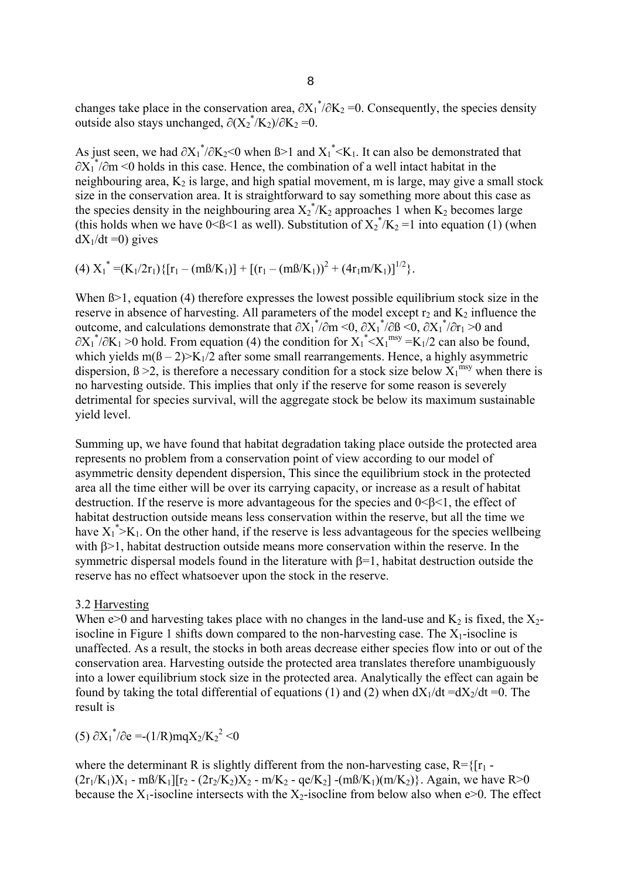changes take place in the conservation area, $\partial X_1^*/\partial K_2 = 0$. Consequently, the species density outside also stays unchanged, $\partial (X_2^*/K_2)/\partial K_2 = 0$.

As just seen, we had $\partial X_1^*/\partial K_2 < 0$ when $ß > 1$ and $X_1^* < K_1$. It can also be demonstrated that $\partial X_1^*/\partial m < 0$ holds in this case. Hence, the combination of a well intact habitat in the neighbouring area, $K_2$ is large, and high spatial movement, m is large, may give a small stock size in the conservation area. It is straightforward to say something more about this case as the species density in the neighbouring area $X_2^*/K_2$ approaches 1 when $K_2$ becomes large (this holds when we have $0 < ß < 1$ as well). Substitution of $X_2^*/K_2 = 1$ into equation (1) (when $dX_1/dt = 0$) gives

$$(4)\ X_1^* = (K_1/2r_1)\{[r_1 - (mß/K_1)] + [(r_1 - (mß/K_1))^2 + (4r_1 m/K_1)]^{1/2}\}.$$

When $ß > 1$, equation (4) therefore expresses the lowest possible equilibrium stock size in the reserve in absence of harvesting. All parameters of the model except $r_2$ and $K_2$ influence the outcome, and calculations demonstrate that $\partial X_1^*/\partial m < 0$, $\partial X_1^*/\partial ß < 0$, $\partial X_1^*/\partial r_1 > 0$ and $\partial X_1^*/\partial K_1 > 0$ hold. From equation (4) the condition for $X_1^* < X_1^{msy} = K_1/2$ can also be found, which yields $m(ß - 2) > K_1/2$ after some small rearrangements. Hence, a highly asymmetric dispersion, $ß > 2$, is therefore a necessary condition for a stock size below $X_1^{msy}$ when there is no harvesting outside. This implies that only if the reserve for some reason is severely detrimental for species survival, will the aggregate stock be below its maximum sustainable yield level.

Summing up, we have found that habitat degradation taking place outside the protected area represents no problem from a conservation point of view according to our model of asymmetric density dependent dispersion, This since the equilibrium stock in the protected area all the time either will be over its carrying capacity, or increase as a result of habitat destruction. If the reserve is more advantageous for the species and $0 < \beta < 1$, the effect of habitat destruction outside means less conservation within the reserve, but all the time we have $X_1^* > K_1$. On the other hand, if the reserve is less advantageous for the species wellbeing with $\beta > 1$, habitat destruction outside means more conservation within the reserve. In the symmetric dispersal models found in the literature with $\beta = 1$, habitat destruction outside the reserve has no effect whatsoever upon the stock in the reserve.

3.2 Harvesting

When $e > 0$ and harvesting takes place with no changes in the land-use and $K_2$ is fixed, the $X_2$-isocline in Figure 1 shifts down compared to the non-harvesting case. The $X_1$-isocline is unaffected. As a result, the stocks in both areas decrease either species flow into or out of the conservation area. Harvesting outside the protected area translates therefore unambiguously into a lower equilibrium stock size in the protected area. Analytically the effect can again be found by taking the total differential of equations (1) and (2) when $dX_1/dt = dX_2/dt = 0$. The result is

$$(5)\ \partial X_1^*/\partial e = -(1/R) mqX_2/K_2^2 < 0$$

where the determinant R is slightly different from the non-harvesting case, $R = \{[r_1 - (2r_1/K_1)X_1 - mß/K_1][r_2 - (2r_2/K_2)X_2 - m/K_2 - qe/K_2] - (mß/K_1)(m/K_2)\}$. Again, we have $R > 0$ because the $X_1$-isocline intersects with the $X_2$-isocline from below also when $e > 0$. The effect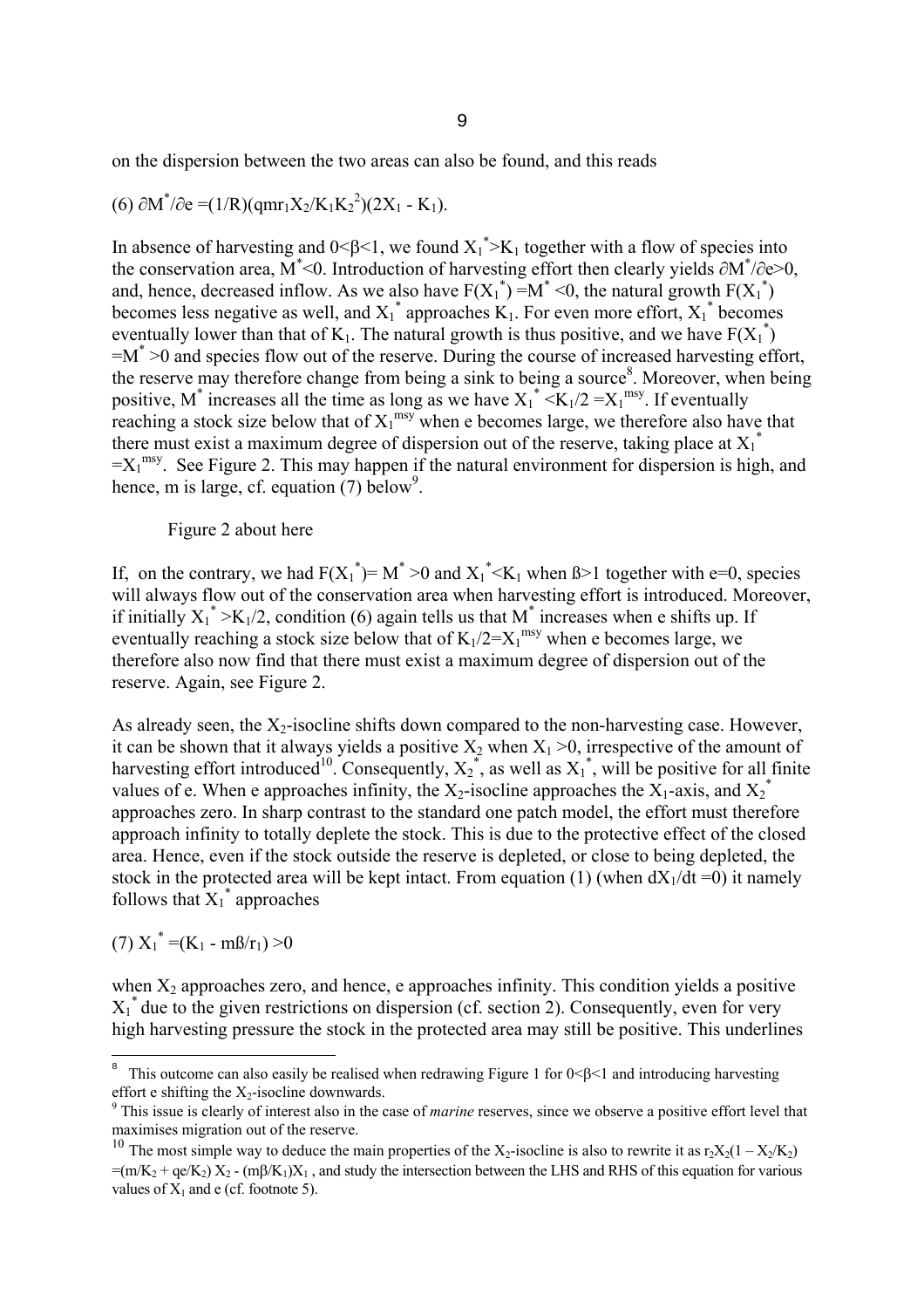on the dispersion between the two areas can also be found, and this reads

(6) $\partial M^*/\partial e = (1/R)(qmr_1X_2/K_1K_2^2)(2X_1 - K_1)$.

In absence of harvesting and $0<\beta<1$, we found $X_1^*>K_1$ together with a flow of species into the conservation area, $M^*<0$. Introduction of harvesting effort then clearly yields $\partial M^*/\partial e>0$, and, hence, decreased inflow. As we also have $F(X_1^*) = M^* <0$, the natural growth $F(X_1^*)$ becomes less negative as well, and $X_1^*$ approaches $K_1$. For even more effort, $X_1^*$ becomes eventually lower than that of $K_1$. The natural growth is thus positive, and we have $F(X_1^*) = M^* >0$ and species flow out of the reserve. During the course of increased harvesting effort, the reserve may therefore change from being a sink to being a source[8]. Moreover, when being positive, $M^*$ increases all the time as long as we have $X_1^* <K_1/2 = X_1^{msy}$. If eventually reaching a stock size below that of $X_1^{msy}$ when e becomes large, we therefore also have that there must exist a maximum degree of dispersion out of the reserve, taking place at $X_1^* = X_1^{msy}$. See Figure 2. This may happen if the natural environment for dispersion is high, and hence, m is large, cf. equation (7) below[9].

Figure 2 about here

If, on the contrary, we had $F(X_1^*)= M^* >0$ and $X_1^*<K_1$ when $\beta>1$ together with e=0, species will always flow out of the conservation area when harvesting effort is introduced. Moreover, if initially $X_1^* >K_1/2$, condition (6) again tells us that $M^*$ increases when e shifts up. If eventually reaching a stock size below that of $K_1/2=X_1^{msy}$ when e becomes large, we therefore also now find that there must exist a maximum degree of dispersion out of the reserve. Again, see Figure 2.

As already seen, the $X_2$-isocline shifts down compared to the non-harvesting case. However, it can be shown that it always yields a positive $X_2$ when $X_1 >0$, irrespective of the amount of harvesting effort introduced[10]. Consequently, $X_2^*$, as well as $X_1^*$, will be positive for all finite values of e. When e approaches infinity, the $X_2$-isocline approaches the $X_1$-axis, and $X_2^*$ approaches zero. In sharp contrast to the standard one patch model, the effort must therefore approach infinity to totally deplete the stock. This is due to the protective effect of the closed area. Hence, even if the stock outside the reserve is depleted, or close to being depleted, the stock in the protected area will be kept intact. From equation (1) (when $dX_1/dt =0$) it namely follows that $X_1^*$ approaches

(7) $X_1^* = (K_1 - m\beta/r_1) >0$

when $X_2$ approaches zero, and hence, e approaches infinity. This condition yields a positive $X_1^*$ due to the given restrictions on dispersion (cf. section 2). Consequently, even for very high harvesting pressure the stock in the protected area may still be positive. This underlines

---

[8] This outcome can also easily be realised when redrawing Figure 1 for $0<\beta<1$ and introducing harvesting effort e shifting the $X_2$-isocline downwards.

[9] This issue is clearly of interest also in the case of *marine* reserves, since we observe a positive effort level that maximises migration out of the reserve.

[10] The most simple way to deduce the main properties of the $X_2$-isocline is also to rewrite it as $r_2X_2(1 - X_2/K_2) = (m/K_2 + qe/K_2) X_2 - (m\beta/K_1)X_1$, and study the intersection between the LHS and RHS of this equation for various values of $X_1$ and e (cf. footnote 5).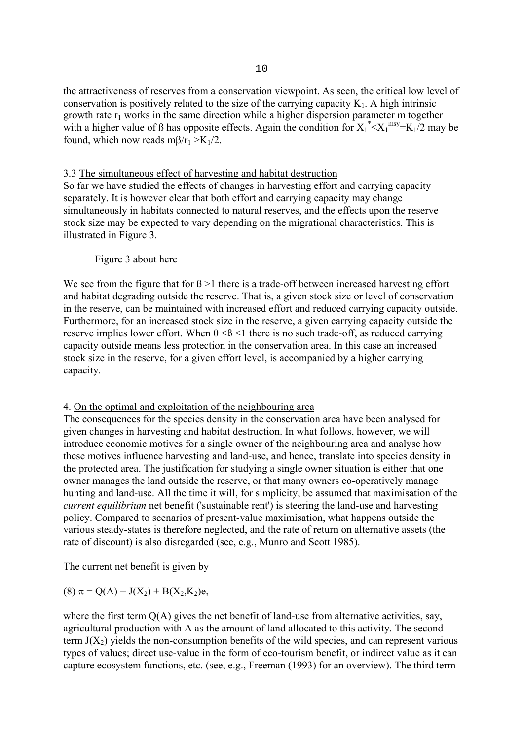the attractiveness of reserves from a conservation viewpoint. As seen, the critical low level of conservation is positively related to the size of the carrying capacity $K_1$. A high intrinsic growth rate $r_1$ works in the same direction while a higher dispersion parameter m together with a higher value of ß has opposite effects. Again the condition for $X_1^* < X_1^{msy} = K_1/2$ may be found, which now reads $m\beta/r_1 > K_1/2$.

### 3.3 The simultaneous effect of harvesting and habitat destruction

So far we have studied the effects of changes in harvesting effort and carrying capacity separately. It is however clear that both effort and carrying capacity may change simultaneously in habitats connected to natural reserves, and the effects upon the reserve stock size may be expected to vary depending on the migrational characteristics. This is illustrated in Figure 3.

Figure 3 about here

We see from the figure that for ß >1 there is a trade-off between increased harvesting effort and habitat degrading outside the reserve. That is, a given stock size or level of conservation in the reserve, can be maintained with increased effort and reduced carrying capacity outside. Furthermore, for an increased stock size in the reserve, a given carrying capacity outside the reserve implies lower effort. When 0 <ß <1 there is no such trade-off, as reduced carrying capacity outside means less protection in the conservation area. In this case an increased stock size in the reserve, for a given effort level, is accompanied by a higher carrying capacity.

## 4. On the optimal and exploitation of the neighbouring area

The consequences for the species density in the conservation area have been analysed for given changes in harvesting and habitat destruction. In what follows, however, we will introduce economic motives for a single owner of the neighbouring area and analyse how these motives influence harvesting and land-use, and hence, translate into species density in the protected area. The justification for studying a single owner situation is either that one owner manages the land outside the reserve, or that many owners co-operatively manage hunting and land-use. All the time it will, for simplicity, be assumed that maximisation of the *current equilibrium* net benefit ('sustainable rent') is steering the land-use and harvesting policy. Compared to scenarios of present-value maximisation, what happens outside the various steady-states is therefore neglected, and the rate of return on alternative assets (the rate of discount) is also disregarded (see, e.g., Munro and Scott 1985).

The current net benefit is given by

(8) $\pi = Q(A) + J(X_2) + B(X_2,K_2)e$,

where the first term $Q(A)$ gives the net benefit of land-use from alternative activities, say, agricultural production with A as the amount of land allocated to this activity. The second term $J(X_2)$ yields the non-consumption benefits of the wild species, and can represent various types of values; direct use-value in the form of eco-tourism benefit, or indirect value as it can capture ecosystem functions, etc. (see, e.g., Freeman (1993) for an overview). The third term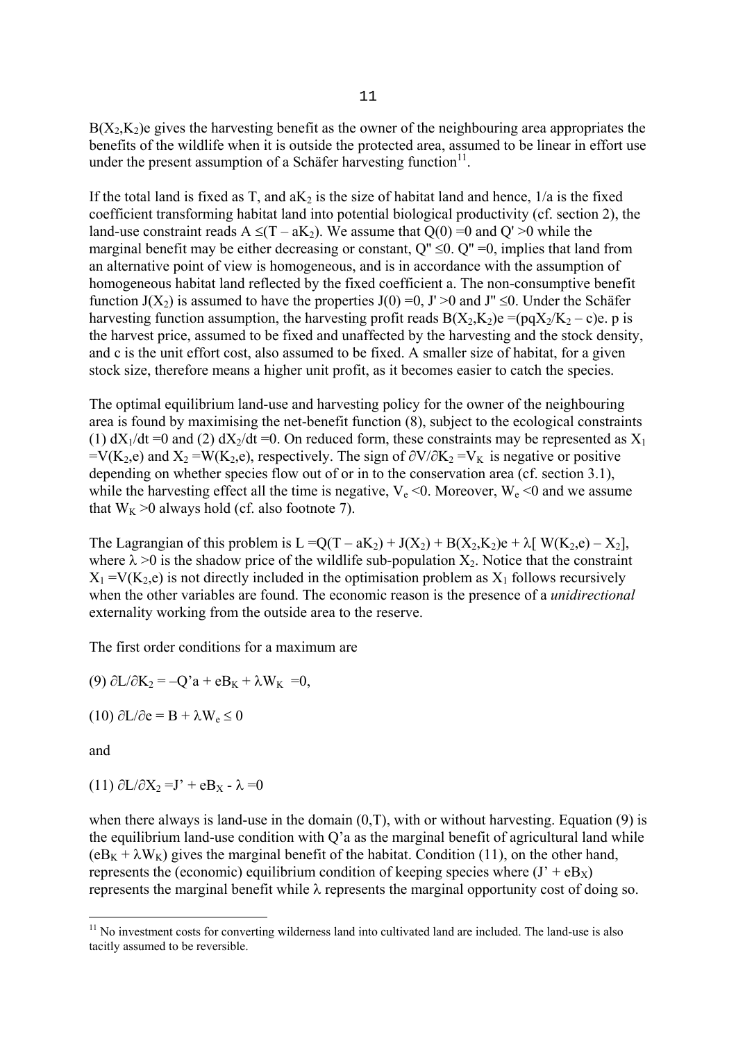$B(X_2,K_2)e$ gives the harvesting benefit as the owner of the neighbouring area appropriates the benefits of the wildlife when it is outside the protected area, assumed to be linear in effort use under the present assumption of a Schäfer harvesting function[11].

If the total land is fixed as T, and $aK_2$ is the size of habitat land and hence, $1/a$ is the fixed coefficient transforming habitat land into potential biological productivity (cf. section 2), the land-use constraint reads $A \leq (T - aK_2)$. We assume that $Q(0) = 0$ and $Q' > 0$ while the marginal benefit may be either decreasing or constant, $Q'' \leq 0$. $Q'' = 0$, implies that land from an alternative point of view is homogeneous, and is in accordance with the assumption of homogeneous habitat land reflected by the fixed coefficient a. The non-consumptive benefit function $J(X_2)$ is assumed to have the properties $J(0) = 0$, $J' > 0$ and $J'' \leq 0$. Under the Schäfer harvesting function assumption, the harvesting profit reads $B(X_2,K_2)e = (pqX_2/K_2 - c)e$. p is the harvest price, assumed to be fixed and unaffected by the harvesting and the stock density, and c is the unit effort cost, also assumed to be fixed. A smaller size of habitat, for a given stock size, therefore means a higher unit profit, as it becomes easier to catch the species.

The optimal equilibrium land-use and harvesting policy for the owner of the neighbouring area is found by maximising the net-benefit function (8), subject to the ecological constraints (1) $dX_1/dt = 0$ and (2) $dX_2/dt = 0$. On reduced form, these constraints may be represented as $X_1 = V(K_2,e)$ and $X_2 = W(K_2,e)$, respectively. The sign of $\partial V/\partial K_2 = V_K$ is negative or positive depending on whether species flow out of or in to the conservation area (cf. section 3.1), while the harvesting effect all the time is negative, $V_e < 0$. Moreover, $W_e < 0$ and we assume that $W_K > 0$ always hold (cf. also footnote 7).

The Lagrangian of this problem is $L = Q(T - aK_2) + J(X_2) + B(X_2,K_2)e + \lambda[W(K_2,e) - X_2]$, where $\lambda > 0$ is the shadow price of the wildlife sub-population $X_2$. Notice that the constraint $X_1 = V(K_2,e)$ is not directly included in the optimisation problem as $X_1$ follows recursively when the other variables are found. The economic reason is the presence of a *unidirectional* externality working from the outside area to the reserve.

The first order conditions for a maximum are

(9) $\partial L/\partial K_2 = -Q'a + eB_K + \lambda W_K = 0$,

(10) $\partial L/\partial e = B + \lambda W_e \leq 0$

and

(11) $\partial L/\partial X_2 = J' + eB_X - \lambda = 0$

when there always is land-use in the domain $(0,T)$, with or without harvesting. Equation (9) is the equilibrium land-use condition with $Q'a$ as the marginal benefit of agricultural land while $(eB_K + \lambda W_K)$ gives the marginal benefit of the habitat. Condition (11), on the other hand, represents the (economic) equilibrium condition of keeping species where $(J' + eB_X)$ represents the marginal benefit while $\lambda$ represents the marginal opportunity cost of doing so.

---

[11] No investment costs for converting wilderness land into cultivated land are included. The land-use is also tacitly assumed to be reversible.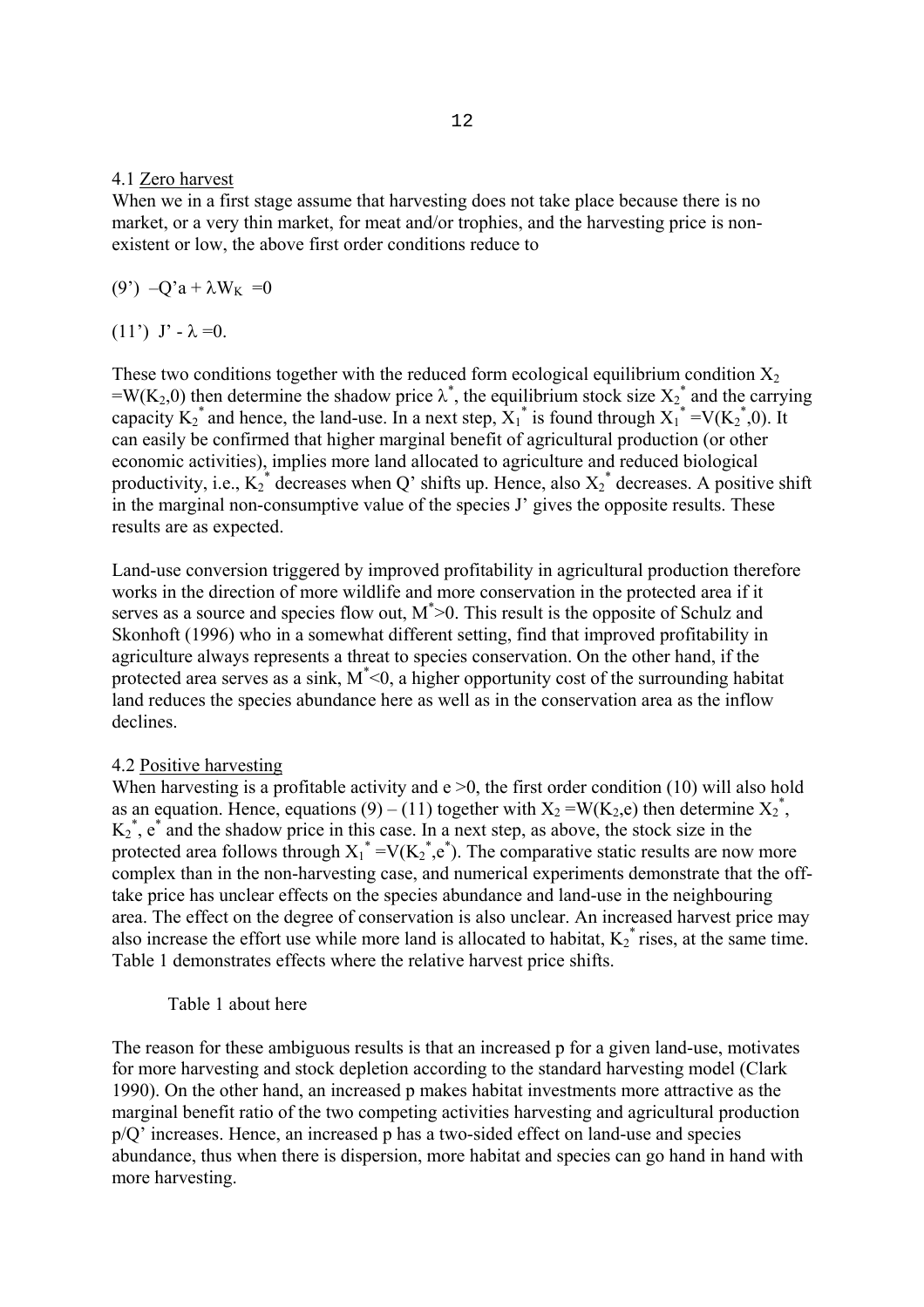### 4.1 Zero harvest

When we in a first stage assume that harvesting does not take place because there is no market, or a very thin market, for meat and/or trophies, and the harvesting price is non-existent or low, the above first order conditions reduce to

(9') $-Q'a + \lambda W_K = 0$

(11') $J' - \lambda = 0$.

These two conditions together with the reduced form ecological equilibrium condition $X_2 = W(K_2, 0)$ then determine the shadow price $\lambda^*$, the equilibrium stock size $X_2^*$ and the carrying capacity $K_2^*$ and hence, the land-use. In a next step, $X_1^*$ is found through $X_1^* = V(K_2^*, 0)$. It can easily be confirmed that higher marginal benefit of agricultural production (or other economic activities), implies more land allocated to agriculture and reduced biological productivity, i.e., $K_2^*$ decreases when Q' shifts up. Hence, also $X_2^*$ decreases. A positive shift in the marginal non-consumptive value of the species J' gives the opposite results. These results are as expected.

Land-use conversion triggered by improved profitability in agricultural production therefore works in the direction of more wildlife and more conservation in the protected area if it serves as a source and species flow out, $M^*>0$. This result is the opposite of Schulz and Skonhoft (1996) who in a somewhat different setting, find that improved profitability in agriculture always represents a threat to species conservation. On the other hand, if the protected area serves as a sink, $M^*<0$, a higher opportunity cost of the surrounding habitat land reduces the species abundance here as well as in the conservation area as the inflow declines.

### 4.2 Positive harvesting

When harvesting is a profitable activity and $e > 0$, the first order condition (10) will also hold as an equation. Hence, equations (9) – (11) together with $X_2 = W(K_2, e)$ then determine $X_2^*$, $K_2^*$, $e^*$ and the shadow price in this case. In a next step, as above, the stock size in the protected area follows through $X_1^* = V(K_2^*, e^*)$. The comparative static results are now more complex than in the non-harvesting case, and numerical experiments demonstrate that the off-take price has unclear effects on the species abundance and land-use in the neighbouring area. The effect on the degree of conservation is also unclear. An increased harvest price may also increase the effort use while more land is allocated to habitat, $K_2^*$ rises, at the same time. Table 1 demonstrates effects where the relative harvest price shifts.

Table 1 about here

The reason for these ambiguous results is that an increased p for a given land-use, motivates for more harvesting and stock depletion according to the standard harvesting model (Clark 1990). On the other hand, an increased p makes habitat investments more attractive as the marginal benefit ratio of the two competing activities harvesting and agricultural production p/Q' increases. Hence, an increased p has a two-sided effect on land-use and species abundance, thus when there is dispersion, more habitat and species can go hand in hand with more harvesting.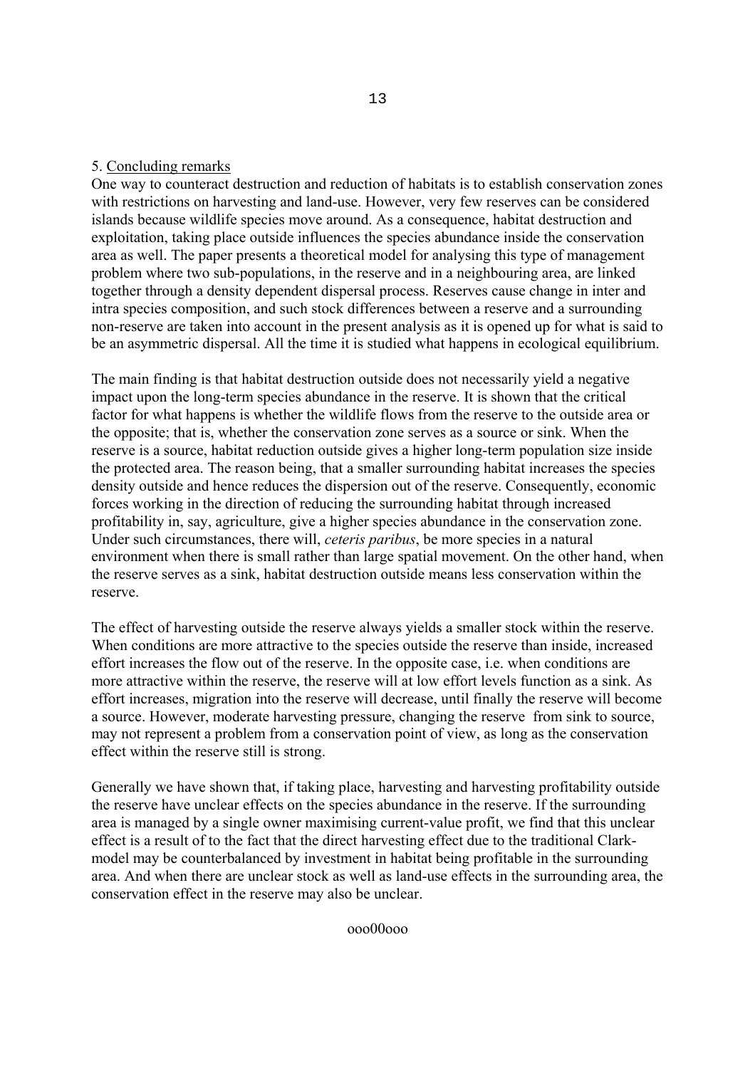## 5. Concluding remarks

One way to counteract destruction and reduction of habitats is to establish conservation zones with restrictions on harvesting and land-use. However, very few reserves can be considered islands because wildlife species move around. As a consequence, habitat destruction and exploitation, taking place outside influences the species abundance inside the conservation area as well. The paper presents a theoretical model for analysing this type of management problem where two sub-populations, in the reserve and in a neighbouring area, are linked together through a density dependent dispersal process. Reserves cause change in inter and intra species composition, and such stock differences between a reserve and a surrounding non-reserve are taken into account in the present analysis as it is opened up for what is said to be an asymmetric dispersal. All the time it is studied what happens in ecological equilibrium.

The main finding is that habitat destruction outside does not necessarily yield a negative impact upon the long-term species abundance in the reserve. It is shown that the critical factor for what happens is whether the wildlife flows from the reserve to the outside area or the opposite; that is, whether the conservation zone serves as a source or sink. When the reserve is a source, habitat reduction outside gives a higher long-term population size inside the protected area. The reason being, that a smaller surrounding habitat increases the species density outside and hence reduces the dispersion out of the reserve. Consequently, economic forces working in the direction of reducing the surrounding habitat through increased profitability in, say, agriculture, give a higher species abundance in the conservation zone. Under such circumstances, there will, *ceteris paribus*, be more species in a natural environment when there is small rather than large spatial movement. On the other hand, when the reserve serves as a sink, habitat destruction outside means less conservation within the reserve.

The effect of harvesting outside the reserve always yields a smaller stock within the reserve. When conditions are more attractive to the species outside the reserve than inside, increased effort increases the flow out of the reserve. In the opposite case, i.e. when conditions are more attractive within the reserve, the reserve will at low effort levels function as a sink. As effort increases, migration into the reserve will decrease, until finally the reserve will become a source. However, moderate harvesting pressure, changing the reserve from sink to source, may not represent a problem from a conservation point of view, as long as the conservation effect within the reserve still is strong.

Generally we have shown that, if taking place, harvesting and harvesting profitability outside the reserve have unclear effects on the species abundance in the reserve. If the surrounding area is managed by a single owner maximising current-value profit, we find that this unclear effect is a result of to the fact that the direct harvesting effect due to the traditional Clark-model may be counterbalanced by investment in habitat being profitable in the surrounding area. And when there are unclear stock as well as land-use effects in the surrounding area, the conservation effect in the reserve may also be unclear.

ooo00ooo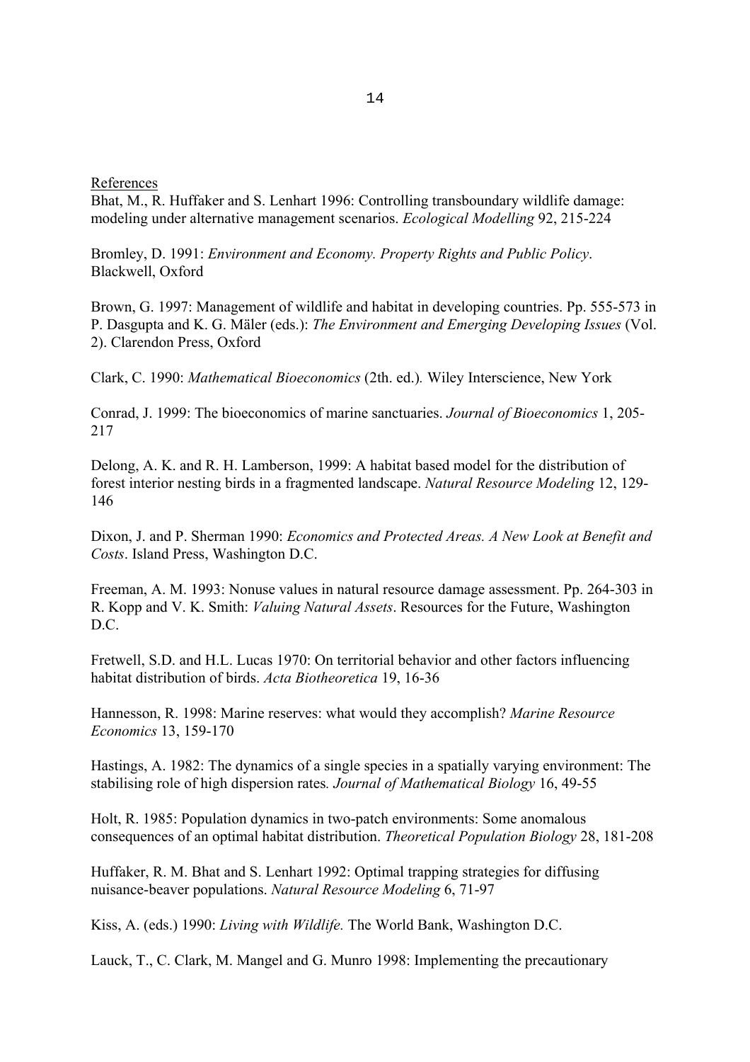References

Bhat, M., R. Huffaker and S. Lenhart 1996: Controlling transboundary wildlife damage: modeling under alternative management scenarios. *Ecological Modelling* 92, 215-224

Bromley, D. 1991: *Environment and Economy. Property Rights and Public Policy*. Blackwell, Oxford

Brown, G. 1997: Management of wildlife and habitat in developing countries. Pp. 555-573 in P. Dasgupta and K. G. Mäler (eds.): *The Environment and Emerging Developing Issues* (Vol. 2). Clarendon Press, Oxford

Clark, C. 1990: *Mathematical Bioeconomics* (2th. ed.). Wiley Interscience, New York

Conrad, J. 1999: The bioeconomics of marine sanctuaries. *Journal of Bioeconomics* 1, 205-217

Delong, A. K. and R. H. Lamberson, 1999: A habitat based model for the distribution of forest interior nesting birds in a fragmented landscape. *Natural Resource Modeling* 12, 129-146

Dixon, J. and P. Sherman 1990: *Economics and Protected Areas. A New Look at Benefit and Costs*. Island Press, Washington D.C.

Freeman, A. M. 1993: Nonuse values in natural resource damage assessment. Pp. 264-303 in R. Kopp and V. K. Smith: *Valuing Natural Assets*. Resources for the Future, Washington D.C.

Fretwell, S.D. and H.L. Lucas 1970: On territorial behavior and other factors influencing habitat distribution of birds. *Acta Biotheoretica* 19, 16-36

Hannesson, R. 1998: Marine reserves: what would they accomplish? *Marine Resource Economics* 13, 159-170

Hastings, A. 1982: The dynamics of a single species in a spatially varying environment: The stabilising role of high dispersion rates. *Journal of Mathematical Biology* 16, 49-55

Holt, R. 1985: Population dynamics in two-patch environments: Some anomalous consequences of an optimal habitat distribution. *Theoretical Population Biology* 28, 181-208

Huffaker, R. M. Bhat and S. Lenhart 1992: Optimal trapping strategies for diffusing nuisance-beaver populations. *Natural Resource Modeling* 6, 71-97

Kiss, A. (eds.) 1990: *Living with Wildlife.* The World Bank, Washington D.C.

Lauck, T., C. Clark, M. Mangel and G. Munro 1998: Implementing the precautionary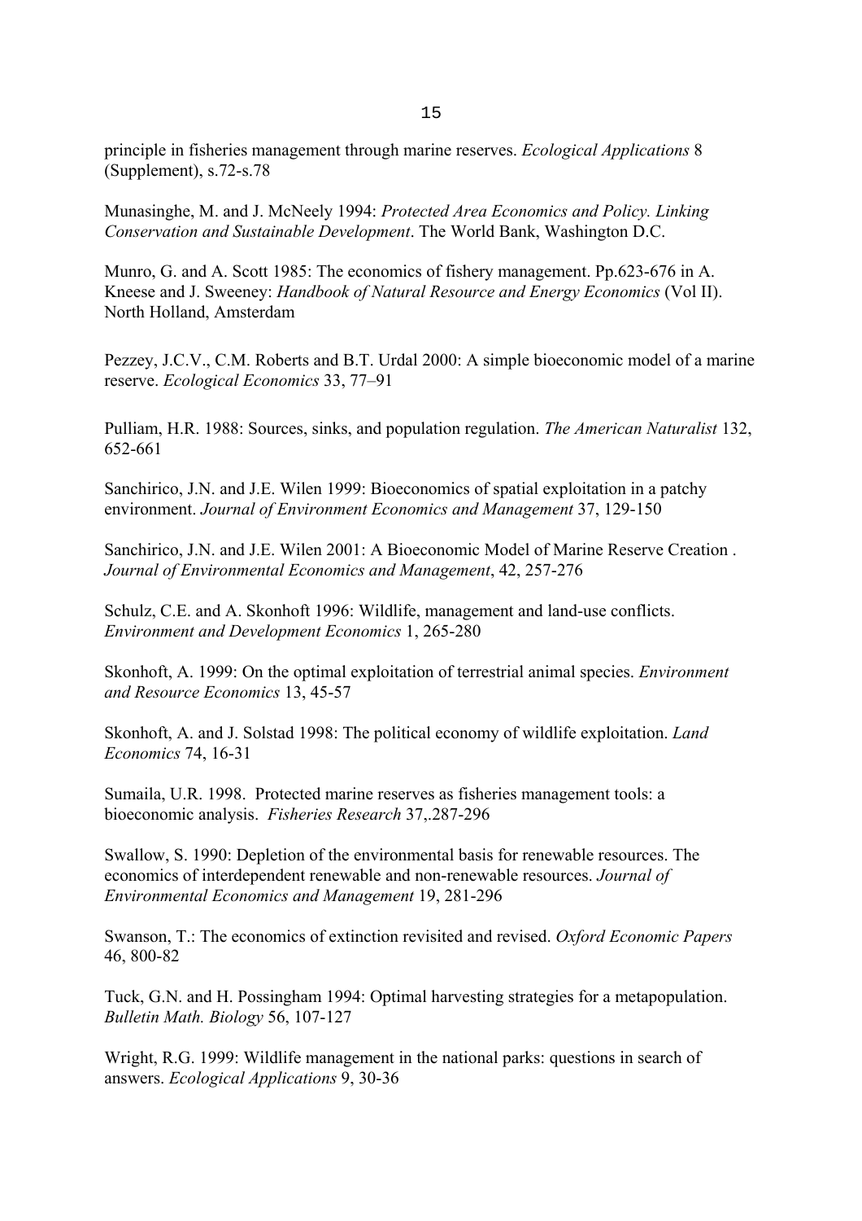principle in fisheries management through marine reserves. *Ecological Applications* 8 (Supplement), s.72-s.78

Munasinghe, M. and J. McNeely 1994: *Protected Area Economics and Policy. Linking Conservation and Sustainable Development*. The World Bank, Washington D.C.

Munro, G. and A. Scott 1985: The economics of fishery management. Pp.623-676 in A. Kneese and J. Sweeney: *Handbook of Natural Resource and Energy Economics* (Vol II). North Holland, Amsterdam

Pezzey, J.C.V., C.M. Roberts and B.T. Urdal 2000: A simple bioeconomic model of a marine reserve. *Ecological Economics* 33, 77–91

Pulliam, H.R. 1988: Sources, sinks, and population regulation. *The American Naturalist* 132, 652-661

Sanchirico, J.N. and J.E. Wilen 1999: Bioeconomics of spatial exploitation in a patchy environment. *Journal of Environment Economics and Management* 37, 129-150

Sanchirico, J.N. and J.E. Wilen 2001: A Bioeconomic Model of Marine Reserve Creation . *Journal of Environmental Economics and Management*, 42, 257-276

Schulz, C.E. and A. Skonhoft 1996: Wildlife, management and land-use conflicts. *Environment and Development Economics* 1, 265-280

Skonhoft, A. 1999: On the optimal exploitation of terrestrial animal species. *Environment and Resource Economics* 13, 45-57

Skonhoft, A. and J. Solstad 1998: The political economy of wildlife exploitation. *Land Economics* 74, 16-31

Sumaila, U.R. 1998. Protected marine reserves as fisheries management tools: a bioeconomic analysis. *Fisheries Research* 37,.287-296

Swallow, S. 1990: Depletion of the environmental basis for renewable resources. The economics of interdependent renewable and non-renewable resources. *Journal of Environmental Economics and Management* 19, 281-296

Swanson, T.: The economics of extinction revisited and revised. *Oxford Economic Papers* 46, 800-82

Tuck, G.N. and H. Possingham 1994: Optimal harvesting strategies for a metapopulation. *Bulletin Math. Biology* 56, 107-127

Wright, R.G. 1999: Wildlife management in the national parks: questions in search of answers. *Ecological Applications* 9, 30-36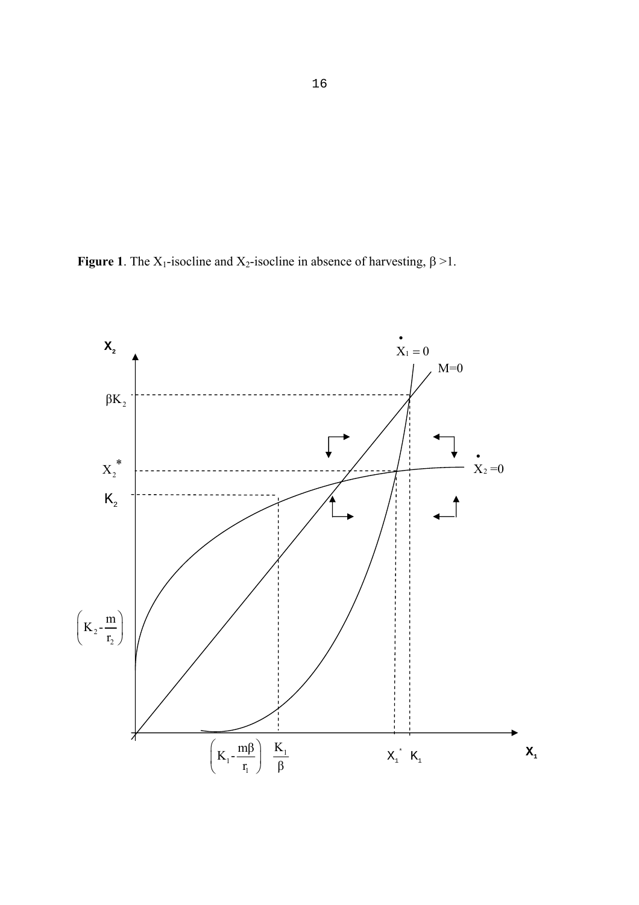**Figure 1**. The $X_1$-isocline and $X_2$-isocline in absence of harvesting, $\beta > 1$.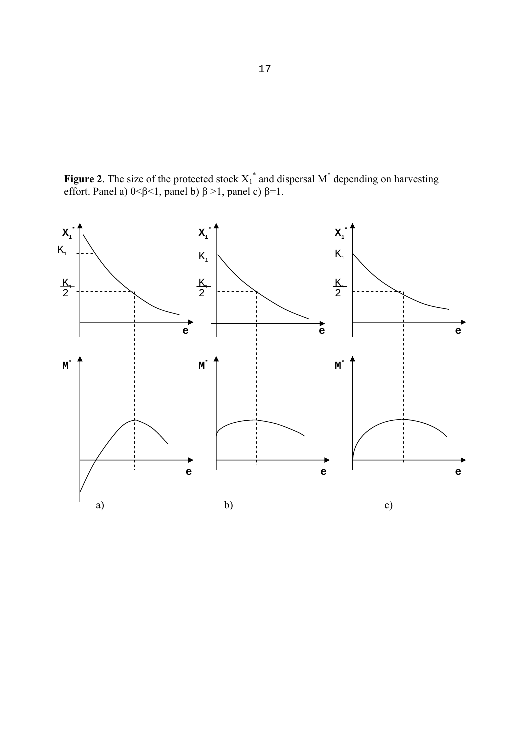**Figure 2**. The size of the protected stock $X_1^*$ and dispersal $M^*$ depending on harvesting effort. Panel a) $0<\beta<1$, panel b) $\beta>1$, panel c) $\beta=1$.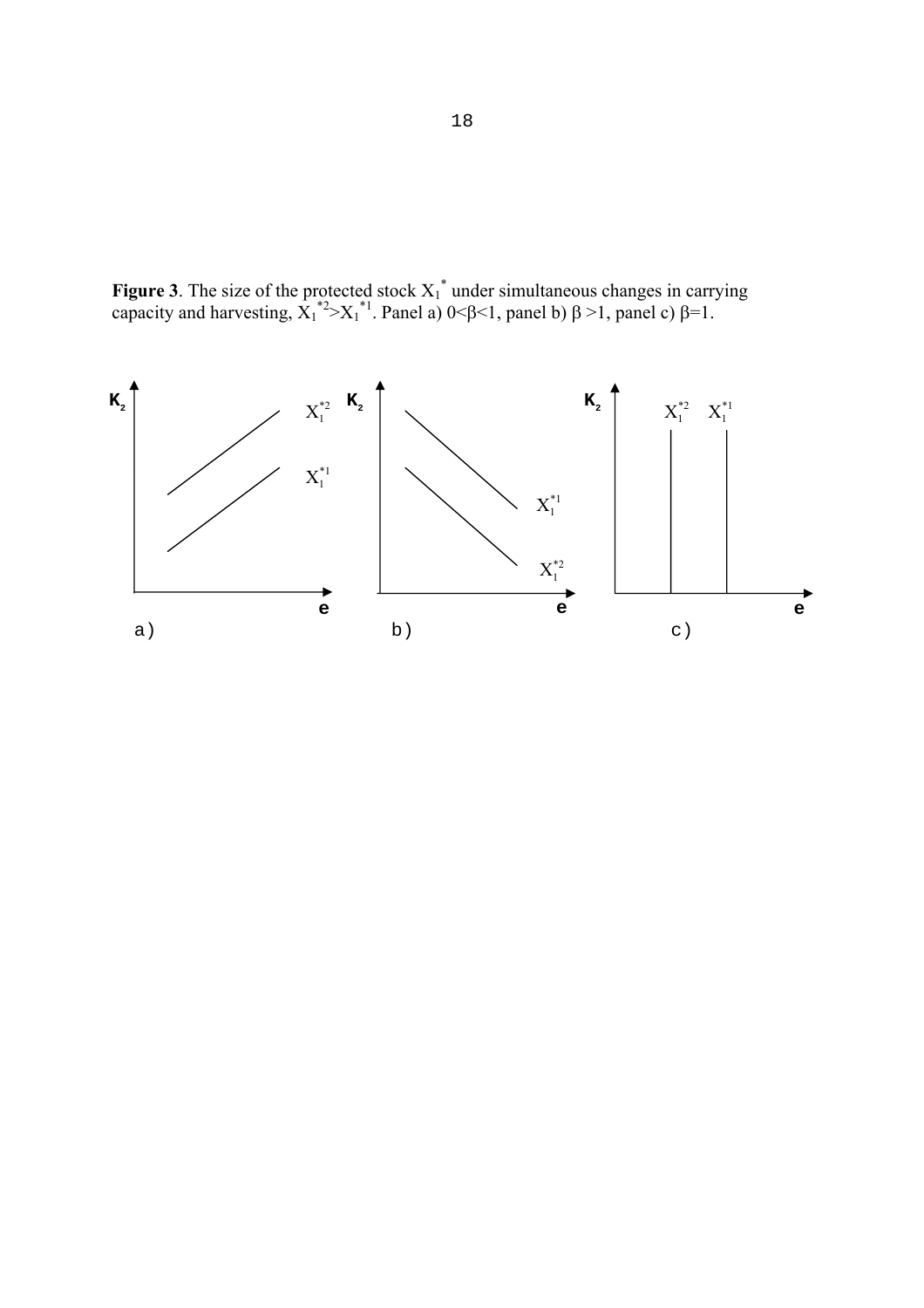**Figure 3**. The size of the protected stock $X_1^*$ under simultaneous changes in carrying capacity and harvesting, $X_1^{*2} > X_1^{*1}$. Panel a) $0<\beta<1$, panel b) $\beta>1$, panel c) $\beta=1$.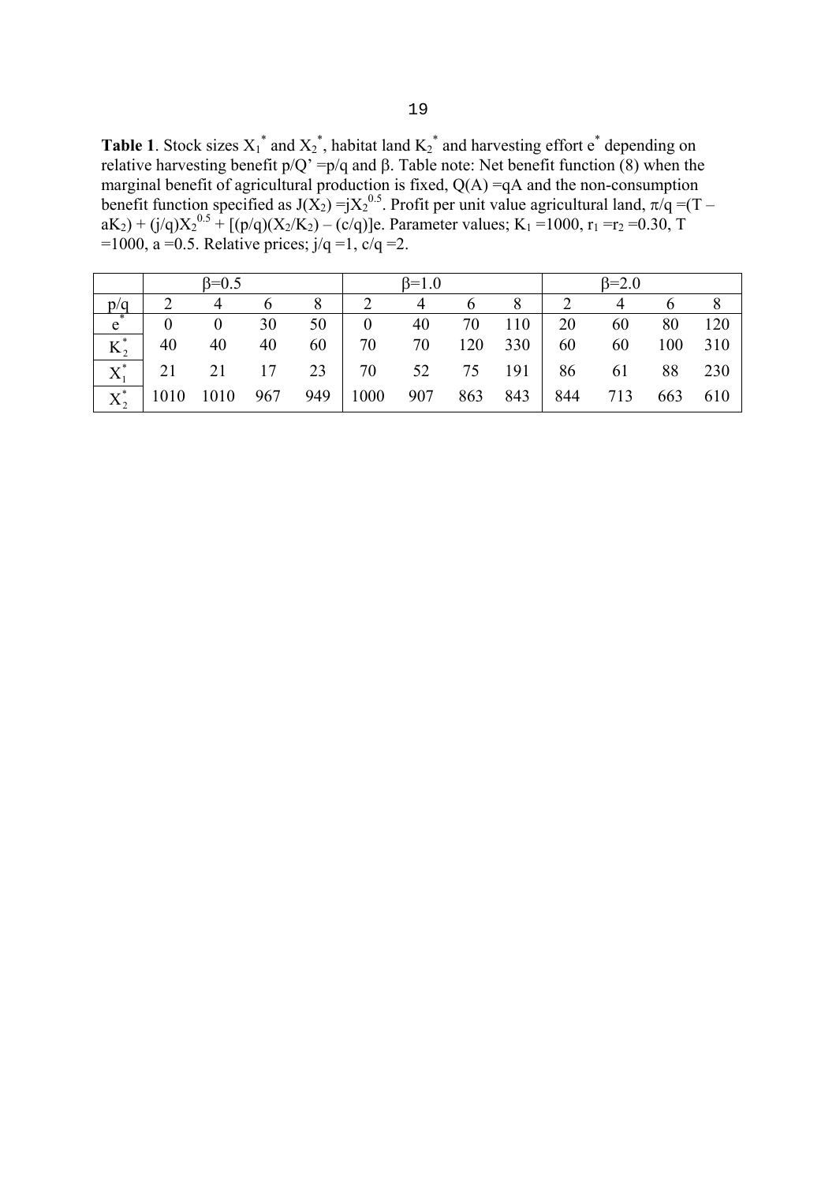**Table 1**. Stock sizes $X_1^*$ and $X_2^*$, habitat land $K_2^*$ and harvesting effort $e^*$ depending on relative harvesting benefit $p/Q' = p/q$ and β. Table note: Net benefit function (8) when the marginal benefit of agricultural production is fixed, $Q(A) = qA$ and the non-consumption benefit function specified as $J(X_2) = jX_2^{0.5}$. Profit per unit value agricultural land, $\pi/q = (T - aK_2) + (j/q)X_2^{0.5} + [(p/q)(X_2/K_2) - (c/q)]e$. Parameter values; $K_1 = 1000$, $r_1 = r_2 = 0.30$, $T = 1000$, $a = 0.5$. Relative prices; $j/q = 1$, $c/q = 2$.

| | β=0.5 | | | | β=1.0 | | | | β=2.0 | | | |
|---|---|---|---|---|---|---|---|---|---|---|---|---|
| p/q | 2 | 4 | 6 | 8 | 2 | 4 | 6 | 8 | 2 | 4 | 6 | 8 |
| $e^*$ | 0 | 0 | 30 | 50 | 0 | 40 | 70 | 110 | 20 | 60 | 80 | 120 |
| $K_2^*$ | 40 | 40 | 40 | 60 | 70 | 70 | 120 | 330 | 60 | 60 | 100 | 310 |
| $X_1^*$ | 21 | 21 | 17 | 23 | 70 | 52 | 75 | 191 | 86 | 61 | 88 | 230 |
| $X_2^*$ | 1010 | 1010 | 967 | 949 | 1000 | 907 | 863 | 843 | 844 | 713 | 663 | 610 |